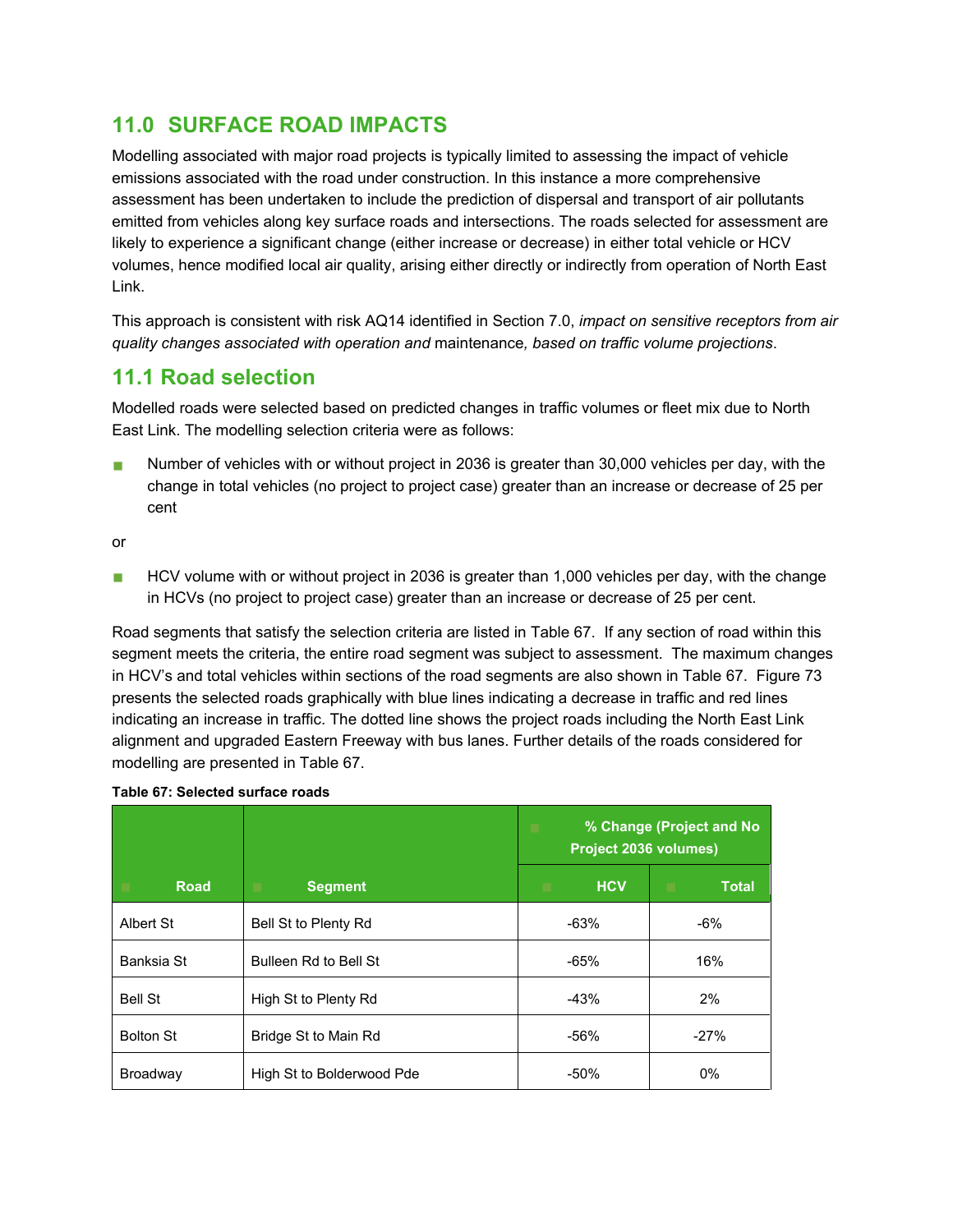## 11.0 SURFACE ROAD IMPACTS

Modelling associated with major road projects is typically limited to assessing the impact of vehicle emissions associated with the road under construction. In this instance a more comprehensive assessment has been undertaken to include the prediction of dispersal and transport of air pollutants emitted from vehicles along key surface roads and intersections. The roads selected for assessment are likely to experience a significant change (either increase or decrease) in either total vehicle or HCV volumes, hence modified local air quality, arising either directly or indirectly from operation of North East Link.

This approach is consistent with risk AQ14 identified in Section 7.0, *impact on sensitive receptors from air quality changes associated with operation and* maintenance*, based on traffic volume projections*.

### 11.1 Road selection

Modelled roads were selected based on predicted changes in traffic volumes or fleet mix due to North East Link. The modelling selection criteria were as follows:

- Number of vehicles with or without project in 2036 is greater than 30,000 vehicles per day, with the change in total vehicles (no project to project case) greater than an increase or decrease of 25 per cent

or

- HCV volume with or without project in 2036 is greater than 1,000 vehicles per day, with the change in HCVs (no project to project case) greater than an increase or decrease of 25 per cent.

Road segments that satisfy the selection criteria are listed in Table 67. If any section of road within this segment meets the criteria, the entire road segment was subject to assessment. The maximum changes in HCV's and total vehicles within sections of the road segments are also shown in Table 67. Figure 73 presents the selected roads graphically with blue lines indicating a decrease in traffic and red lines indicating an increase in traffic. The dotted line shows the project roads including the North East Link alignment and upgraded Eastern Freeway with bus lanes. Further details of the roads considered for modelling are presented in Table 67.

**Table 67: Selected surface roads**

| Road | Segment | % Change (Project and No Project 2036 volumes) | |
|---|---|---|---|
| | | HCV | Total |
| Albert St | Bell St to Plenty Rd | -63% | -6% |
| Banksia St | Bulleen Rd to Bell St | -65% | 16% |
| Bell St | High St to Plenty Rd | -43% | 2% |
| Bolton St | Bridge St to Main Rd | -56% | -27% |
| Broadway | High St to Bolderwood Pde | -50% | 0% |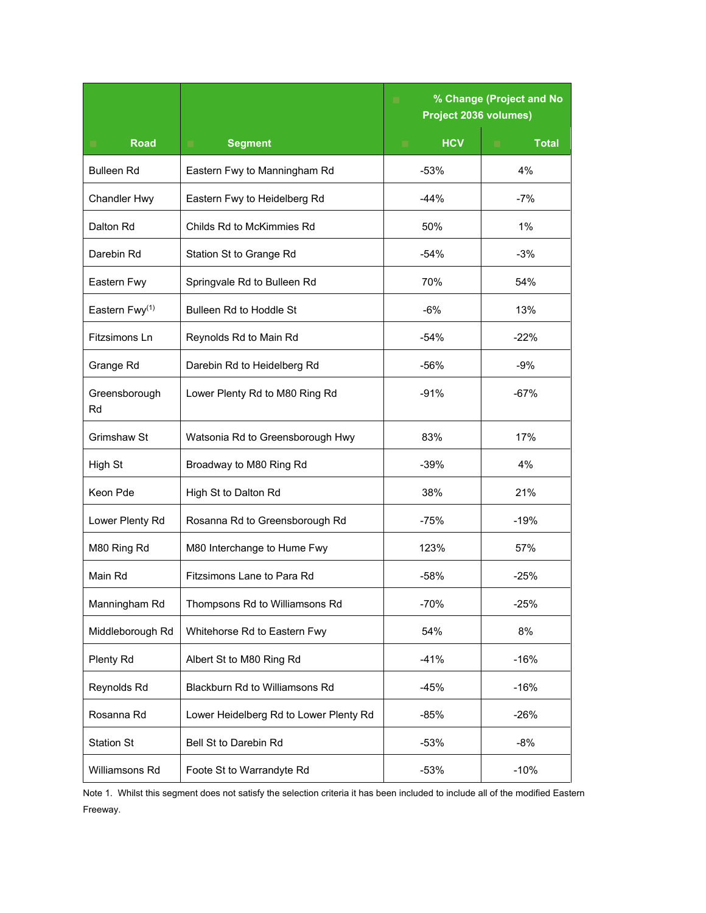| Road | Segment | % Change (Project and No Project 2036 volumes) | |
|---|---|---|---|
| | | HCV | Total |
| Bulleen Rd | Eastern Fwy to Manningham Rd | -53% | 4% |
| Chandler Hwy | Eastern Fwy to Heidelberg Rd | -44% | -7% |
| Dalton Rd | Childs Rd to McKimmies Rd | 50% | 1% |
| Darebin Rd | Station St to Grange Rd | -54% | -3% |
| Eastern Fwy | Springvale Rd to Bulleen Rd | 70% | 54% |
| Eastern Fwy(1) | Bulleen Rd to Hoddle St | -6% | 13% |
| Fitzsimons Ln | Reynolds Rd to Main Rd | -54% | -22% |
| Grange Rd | Darebin Rd to Heidelberg Rd | -56% | -9% |
| Greensborough Rd | Lower Plenty Rd to M80 Ring Rd | -91% | -67% |
| Grimshaw St | Watsonia Rd to Greensborough Hwy | 83% | 17% |
| High St | Broadway to M80 Ring Rd | -39% | 4% |
| Keon Pde | High St to Dalton Rd | 38% | 21% |
| Lower Plenty Rd | Rosanna Rd to Greensborough Rd | -75% | -19% |
| M80 Ring Rd | M80 Interchange to Hume Fwy | 123% | 57% |
| Main Rd | Fitzsimons Lane to Para Rd | -58% | -25% |
| Manningham Rd | Thompsons Rd to Williamsons Rd | -70% | -25% |
| Middleborough Rd | Whitehorse Rd to Eastern Fwy | 54% | 8% |
| Plenty Rd | Albert St to M80 Ring Rd | -41% | -16% |
| Reynolds Rd | Blackburn Rd to Williamsons Rd | -45% | -16% |
| Rosanna Rd | Lower Heidelberg Rd to Lower Plenty Rd | -85% | -26% |
| Station St | Bell St to Darebin Rd | -53% | -8% |
| Williamsons Rd | Foote St to Warrandyte Rd | -53% | -10% |

Note 1. Whilst this segment does not satisfy the selection criteria it has been included to include all of the modified Eastern Freeway.